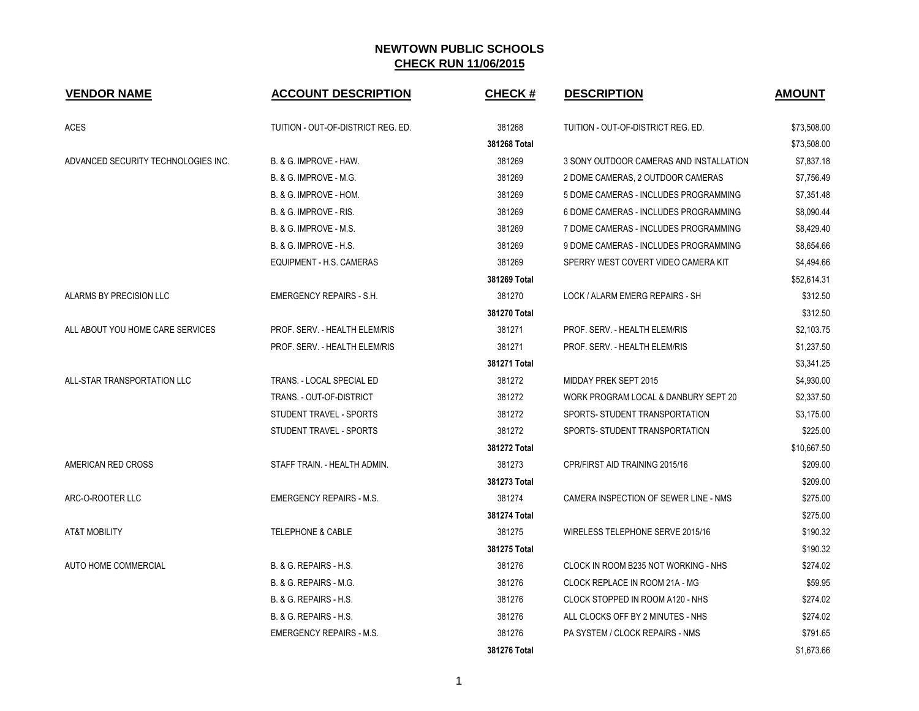# NEWTOWN PUBLIC SCHOOLS

## CHECK RUN 11/06/2015

| VENDOR NAME | ACCOUNT DESCRIPTION | CHECK # | DESCRIPTION | AMOUNT |
|---|---|---|---|---|
| ACES | TUITION - OUT-OF-DISTRICT REG. ED. | 381268 | TUITION - OUT-OF-DISTRICT REG. ED. | $73,508.00 |
| | | **381268 Total** | | $73,508.00 |
| ADVANCED SECURITY TECHNOLOGIES INC. | B. & G. IMPROVE - HAW. | 381269 | 3 SONY OUTDOOR CAMERAS AND INSTALLATION | $7,837.18 |
| | B. & G. IMPROVE - M.G. | 381269 | 2 DOME CAMERAS, 2 OUTDOOR CAMERAS | $7,756.49 |
| | B. & G. IMPROVE - HOM. | 381269 | 5 DOME CAMERAS - INCLUDES PROGRAMMING | $7,351.48 |
| | B. & G. IMPROVE - RIS. | 381269 | 6 DOME CAMERAS - INCLUDES PROGRAMMING | $8,090.44 |
| | B. & G. IMPROVE - M.S. | 381269 | 7 DOME CAMERAS - INCLUDES PROGRAMMING | $8,429.40 |
| | B. & G. IMPROVE - H.S. | 381269 | 9 DOME CAMERAS - INCLUDES PROGRAMMING | $8,654.66 |
| | EQUIPMENT - H.S. CAMERAS | 381269 | SPERRY WEST COVERT VIDEO CAMERA KIT | $4,494.66 |
| | | **381269 Total** | | $52,614.31 |
| ALARMS BY PRECISION LLC | EMERGENCY REPAIRS - S.H. | 381270 | LOCK / ALARM EMERG REPAIRS - SH | $312.50 |
| | | **381270 Total** | | $312.50 |
| ALL ABOUT YOU HOME CARE SERVICES | PROF. SERV. - HEALTH ELEM/RIS | 381271 | PROF. SERV. - HEALTH ELEM/RIS | $2,103.75 |
| | PROF. SERV. - HEALTH ELEM/RIS | 381271 | PROF. SERV. - HEALTH ELEM/RIS | $1,237.50 |
| | | **381271 Total** | | $3,341.25 |
| ALL-STAR TRANSPORTATION LLC | TRANS. - LOCAL SPECIAL ED | 381272 | MIDDAY PREK SEPT 2015 | $4,930.00 |
| | TRANS. - OUT-OF-DISTRICT | 381272 | WORK PROGRAM LOCAL & DANBURY SEPT 20 | $2,337.50 |
| | STUDENT TRAVEL - SPORTS | 381272 | SPORTS- STUDENT TRANSPORTATION | $3,175.00 |
| | STUDENT TRAVEL - SPORTS | 381272 | SPORTS- STUDENT TRANSPORTATION | $225.00 |
| | | **381272 Total** | | $10,667.50 |
| AMERICAN RED CROSS | STAFF TRAIN. - HEALTH ADMIN. | 381273 | CPR/FIRST AID TRAINING 2015/16 | $209.00 |
| | | **381273 Total** | | $209.00 |
| ARC-O-ROOTER LLC | EMERGENCY REPAIRS - M.S. | 381274 | CAMERA INSPECTION OF SEWER LINE - NMS | $275.00 |
| | | **381274 Total** | | $275.00 |
| AT&T MOBILITY | TELEPHONE & CABLE | 381275 | WIRELESS TELEPHONE SERVE 2015/16 | $190.32 |
| | | **381275 Total** | | $190.32 |
| AUTO HOME COMMERCIAL | B. & G. REPAIRS - H.S. | 381276 | CLOCK IN ROOM B235 NOT WORKING - NHS | $274.02 |
| | B. & G. REPAIRS - M.G. | 381276 | CLOCK REPLACE IN ROOM 21A - MG | $59.95 |
| | B. & G. REPAIRS - H.S. | 381276 | CLOCK STOPPED IN ROOM A120 - NHS | $274.02 |
| | B. & G. REPAIRS - H.S. | 381276 | ALL CLOCKS OFF BY 2 MINUTES - NHS | $274.02 |
| | EMERGENCY REPAIRS - M.S. | 381276 | PA SYSTEM / CLOCK REPAIRS - NMS | $791.65 |
| | | **381276 Total** | | $1,673.66 |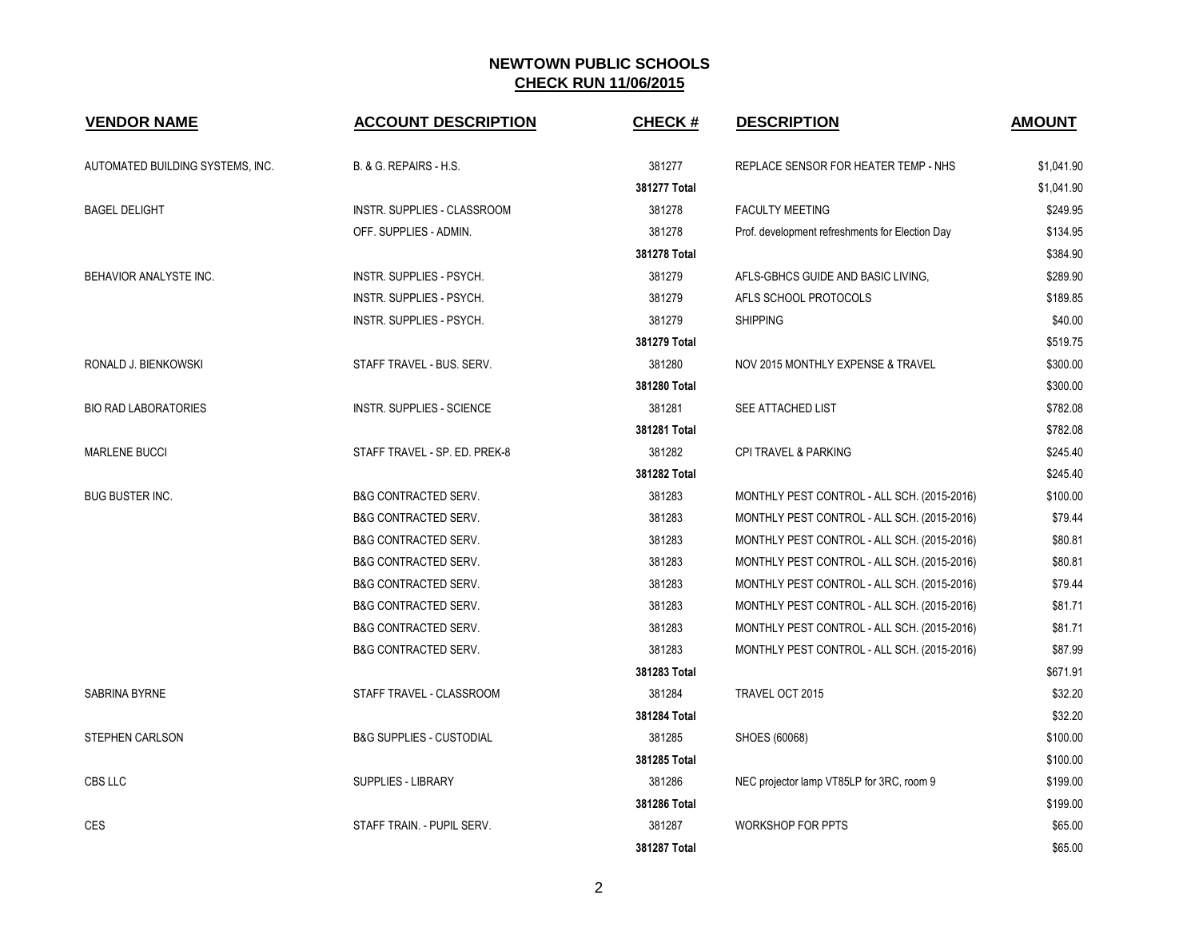# NEWTOWN PUBLIC SCHOOLS

## CHECK RUN 11/06/2015

| VENDOR NAME | ACCOUNT DESCRIPTION | CHECK # | DESCRIPTION | AMOUNT |
|---|---|---|---|---|
| AUTOMATED BUILDING SYSTEMS, INC. | B. & G. REPAIRS - H.S. | 381277 | REPLACE SENSOR FOR HEATER TEMP - NHS | $1,041.90 |
| | | **381277 Total** | | $1,041.90 |
| BAGEL DELIGHT | INSTR. SUPPLIES - CLASSROOM | 381278 | FACULTY MEETING | $249.95 |
| | OFF. SUPPLIES - ADMIN. | 381278 | Prof. development refreshments for Election Day | $134.95 |
| | | **381278 Total** | | $384.90 |
| BEHAVIOR ANALYSTE INC. | INSTR. SUPPLIES - PSYCH. | 381279 | AFLS-GBHCS GUIDE AND BASIC LIVING, | $289.90 |
| | INSTR. SUPPLIES - PSYCH. | 381279 | AFLS SCHOOL PROTOCOLS | $189.85 |
| | INSTR. SUPPLIES - PSYCH. | 381279 | SHIPPING | $40.00 |
| | | **381279 Total** | | $519.75 |
| RONALD J. BIENKOWSKI | STAFF TRAVEL - BUS. SERV. | 381280 | NOV 2015 MONTHLY EXPENSE & TRAVEL | $300.00 |
| | | **381280 Total** | | $300.00 |
| BIO RAD LABORATORIES | INSTR. SUPPLIES - SCIENCE | 381281 | SEE ATTACHED LIST | $782.08 |
| | | **381281 Total** | | $782.08 |
| MARLENE BUCCI | STAFF TRAVEL - SP. ED. PREK-8 | 381282 | CPI TRAVEL & PARKING | $245.40 |
| | | **381282 Total** | | $245.40 |
| BUG BUSTER INC. | B&G CONTRACTED SERV. | 381283 | MONTHLY PEST CONTROL - ALL SCH. (2015-2016) | $100.00 |
| | B&G CONTRACTED SERV. | 381283 | MONTHLY PEST CONTROL - ALL SCH. (2015-2016) | $79.44 |
| | B&G CONTRACTED SERV. | 381283 | MONTHLY PEST CONTROL - ALL SCH. (2015-2016) | $80.81 |
| | B&G CONTRACTED SERV. | 381283 | MONTHLY PEST CONTROL - ALL SCH. (2015-2016) | $80.81 |
| | B&G CONTRACTED SERV. | 381283 | MONTHLY PEST CONTROL - ALL SCH. (2015-2016) | $79.44 |
| | B&G CONTRACTED SERV. | 381283 | MONTHLY PEST CONTROL - ALL SCH. (2015-2016) | $81.71 |
| | B&G CONTRACTED SERV. | 381283 | MONTHLY PEST CONTROL - ALL SCH. (2015-2016) | $81.71 |
| | B&G CONTRACTED SERV. | 381283 | MONTHLY PEST CONTROL - ALL SCH. (2015-2016) | $87.99 |
| | | **381283 Total** | | $671.91 |
| SABRINA BYRNE | STAFF TRAVEL - CLASSROOM | 381284 | TRAVEL OCT 2015 | $32.20 |
| | | **381284 Total** | | $32.20 |
| STEPHEN CARLSON | B&G SUPPLIES - CUSTODIAL | 381285 | SHOES (60068) | $100.00 |
| | | **381285 Total** | | $100.00 |
| CBS LLC | SUPPLIES - LIBRARY | 381286 | NEC projector lamp VT85LP for 3RC, room 9 | $199.00 |
| | | **381286 Total** | | $199.00 |
| CES | STAFF TRAIN. - PUPIL SERV. | 381287 | WORKSHOP FOR PPTS | $65.00 |
| | | **381287 Total** | | $65.00 |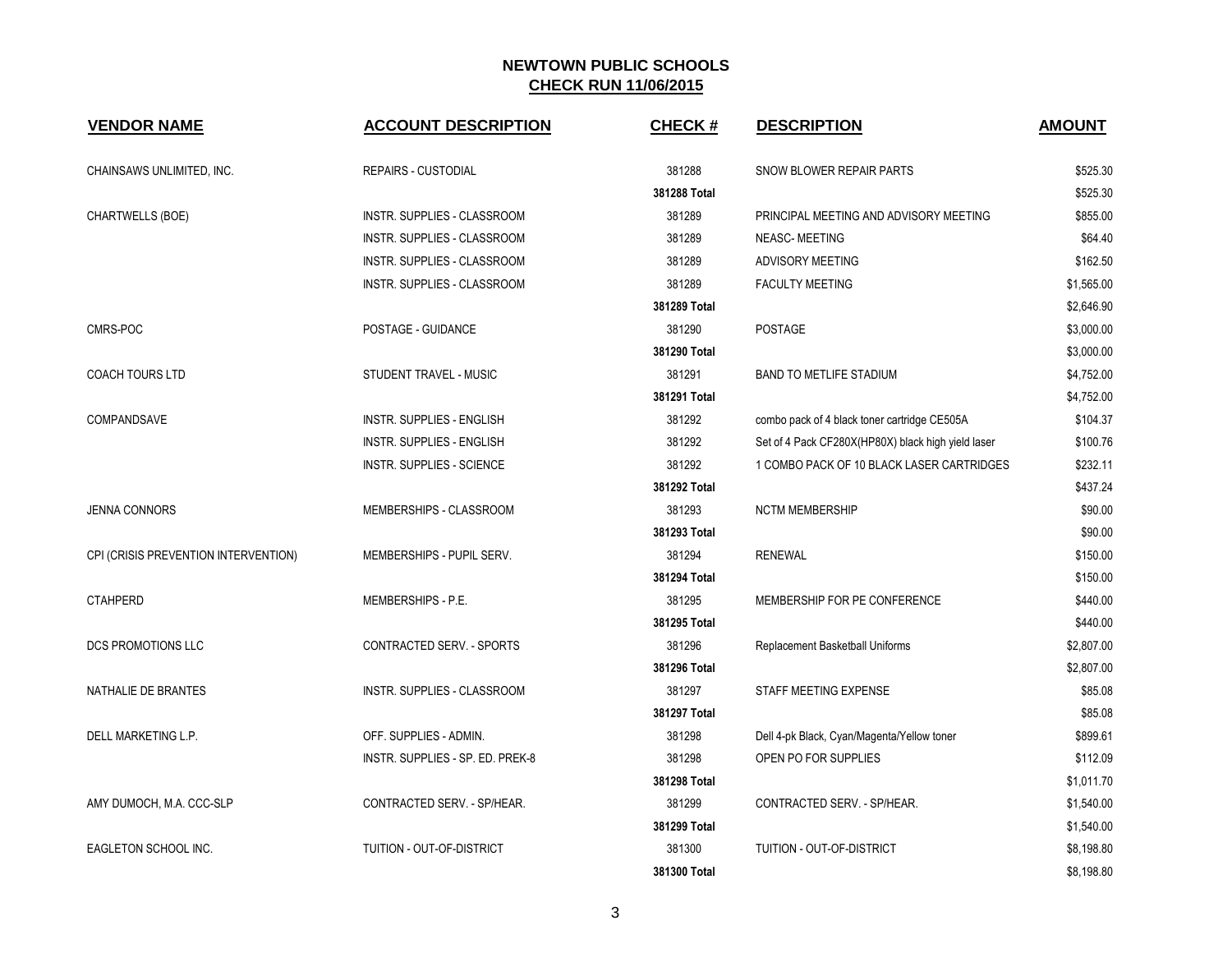# NEWTOWN PUBLIC SCHOOLS

## CHECK RUN 11/06/2015

| VENDOR NAME | ACCOUNT DESCRIPTION | CHECK # | DESCRIPTION | AMOUNT |
|---|---|---|---|---|
| CHAINSAWS UNLIMITED, INC. | REPAIRS - CUSTODIAL | 381288 | SNOW BLOWER REPAIR PARTS | $525.30 |
| | | **381288 Total** | | $525.30 |
| CHARTWELLS (BOE) | INSTR. SUPPLIES - CLASSROOM | 381289 | PRINCIPAL MEETING AND ADVISORY MEETING | $855.00 |
| | INSTR. SUPPLIES - CLASSROOM | 381289 | NEASC- MEETING | $64.40 |
| | INSTR. SUPPLIES - CLASSROOM | 381289 | ADVISORY MEETING | $162.50 |
| | INSTR. SUPPLIES - CLASSROOM | 381289 | FACULTY MEETING | $1,565.00 |
| | | **381289 Total** | | $2,646.90 |
| CMRS-POC | POSTAGE - GUIDANCE | 381290 | POSTAGE | $3,000.00 |
| | | **381290 Total** | | $3,000.00 |
| COACH TOURS LTD | STUDENT TRAVEL - MUSIC | 381291 | BAND TO METLIFE STADIUM | $4,752.00 |
| | | **381291 Total** | | $4,752.00 |
| COMPANDSAVE | INSTR. SUPPLIES - ENGLISH | 381292 | combo pack of 4 black toner cartridge CE505A | $104.37 |
| | INSTR. SUPPLIES - ENGLISH | 381292 | Set of 4 Pack CF280X(HP80X) black high yield laser | $100.76 |
| | INSTR. SUPPLIES - SCIENCE | 381292 | 1 COMBO PACK OF 10 BLACK LASER CARTRIDGES | $232.11 |
| | | **381292 Total** | | $437.24 |
| JENNA CONNORS | MEMBERSHIPS - CLASSROOM | 381293 | NCTM MEMBERSHIP | $90.00 |
| | | **381293 Total** | | $90.00 |
| CPI (CRISIS PREVENTION INTERVENTION) | MEMBERSHIPS - PUPIL SERV. | 381294 | RENEWAL | $150.00 |
| | | **381294 Total** | | $150.00 |
| CTAHPERD | MEMBERSHIPS - P.E. | 381295 | MEMBERSHIP FOR PE CONFERENCE | $440.00 |
| | | **381295 Total** | | $440.00 |
| DCS PROMOTIONS LLC | CONTRACTED SERV. - SPORTS | 381296 | Replacement Basketball Uniforms | $2,807.00 |
| | | **381296 Total** | | $2,807.00 |
| NATHALIE DE BRANTES | INSTR. SUPPLIES - CLASSROOM | 381297 | STAFF MEETING EXPENSE | $85.08 |
| | | **381297 Total** | | $85.08 |
| DELL MARKETING L.P. | OFF. SUPPLIES - ADMIN. | 381298 | Dell 4-pk Black, Cyan/Magenta/Yellow toner | $899.61 |
| | INSTR. SUPPLIES - SP. ED. PREK-8 | 381298 | OPEN PO FOR SUPPLIES | $112.09 |
| | | **381298 Total** | | $1,011.70 |
| AMY DUMOCH, M.A. CCC-SLP | CONTRACTED SERV. - SP/HEAR. | 381299 | CONTRACTED SERV. - SP/HEAR. | $1,540.00 |
| | | **381299 Total** | | $1,540.00 |
| EAGLETON SCHOOL INC. | TUITION - OUT-OF-DISTRICT | 381300 | TUITION - OUT-OF-DISTRICT | $8,198.80 |
| | | **381300 Total** | | $8,198.80 |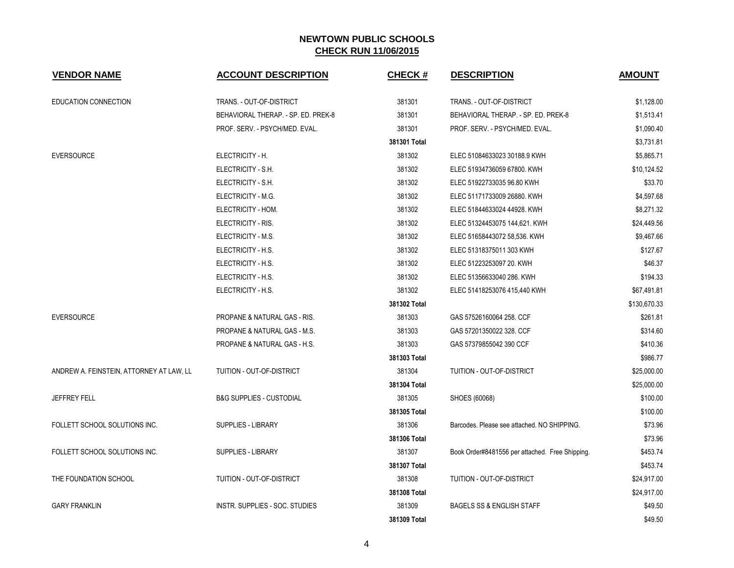# NEWTOWN PUBLIC SCHOOLS

## CHECK RUN 11/06/2015

| VENDOR NAME | ACCOUNT DESCRIPTION | CHECK # | DESCRIPTION | AMOUNT |
|---|---|---|---|---|
| EDUCATION CONNECTION | TRANS. - OUT-OF-DISTRICT | 381301 | TRANS. - OUT-OF-DISTRICT | $1,128.00 |
| | BEHAVIORAL THERAP. - SP. ED. PREK-8 | 381301 | BEHAVIORAL THERAP. - SP. ED. PREK-8 | $1,513.41 |
| | PROF. SERV. - PSYCH/MED. EVAL. | 381301 | PROF. SERV. - PSYCH/MED. EVAL. | $1,090.40 |
| | | **381301 Total** | | $3,731.81 |
| EVERSOURCE | ELECTRICITY - H. | 381302 | ELEC 51084633023 30188.9 KWH | $5,865.71 |
| | ELECTRICITY - S.H. | 381302 | ELEC 51934736059 67800. KWH | $10,124.52 |
| | ELECTRICITY - S.H. | 381302 | ELEC 51922733035 96.80 KWH | $33.70 |
| | ELECTRICITY - M.G. | 381302 | ELEC 51171733009 26880. KWH | $4,597.68 |
| | ELECTRICITY - HOM. | 381302 | ELEC 51844633024 44928. KWH | $8,271.32 |
| | ELECTRICITY - RIS. | 381302 | ELEC 51324453075 144,621. KWH | $24,449.56 |
| | ELECTRICITY - M.S. | 381302 | ELEC 51658443072 58,536. KWH | $9,467.66 |
| | ELECTRICITY - H.S. | 381302 | ELEC 51318375011 303 KWH | $127.67 |
| | ELECTRICITY - H.S. | 381302 | ELEC 51223253097 20. KWH | $46.37 |
| | ELECTRICITY - H.S. | 381302 | ELEC 51356633040 286. KWH | $194.33 |
| | ELECTRICITY - H.S. | 381302 | ELEC 51418253076 415,440 KWH | $67,491.81 |
| | | **381302 Total** | | $130,670.33 |
| EVERSOURCE | PROPANE & NATURAL GAS - RIS. | 381303 | GAS 57526160064 258. CCF | $261.81 |
| | PROPANE & NATURAL GAS - M.S. | 381303 | GAS 57201350022 328. CCF | $314.60 |
| | PROPANE & NATURAL GAS - H.S. | 381303 | GAS 57379855042 390 CCF | $410.36 |
| | | **381303 Total** | | $986.77 |
| ANDREW A. FEINSTEIN, ATTORNEY AT LAW, LL | TUITION - OUT-OF-DISTRICT | 381304 | TUITION - OUT-OF-DISTRICT | $25,000.00 |
| | | **381304 Total** | | $25,000.00 |
| JEFFREY FELL | B&G SUPPLIES - CUSTODIAL | 381305 | SHOES (60068) | $100.00 |
| | | **381305 Total** | | $100.00 |
| FOLLETT SCHOOL SOLUTIONS INC. | SUPPLIES - LIBRARY | 381306 | Barcodes. Please see attached. NO SHIPPING. | $73.96 |
| | | **381306 Total** | | $73.96 |
| FOLLETT SCHOOL SOLUTIONS INC. | SUPPLIES - LIBRARY | 381307 | Book Order#8481556 per attached. Free Shipping. | $453.74 |
| | | **381307 Total** | | $453.74 |
| THE FOUNDATION SCHOOL | TUITION - OUT-OF-DISTRICT | 381308 | TUITION - OUT-OF-DISTRICT | $24,917.00 |
| | | **381308 Total** | | $24,917.00 |
| GARY FRANKLIN | INSTR. SUPPLIES - SOC. STUDIES | 381309 | BAGELS SS & ENGLISH STAFF | $49.50 |
| | | **381309 Total** | | $49.50 |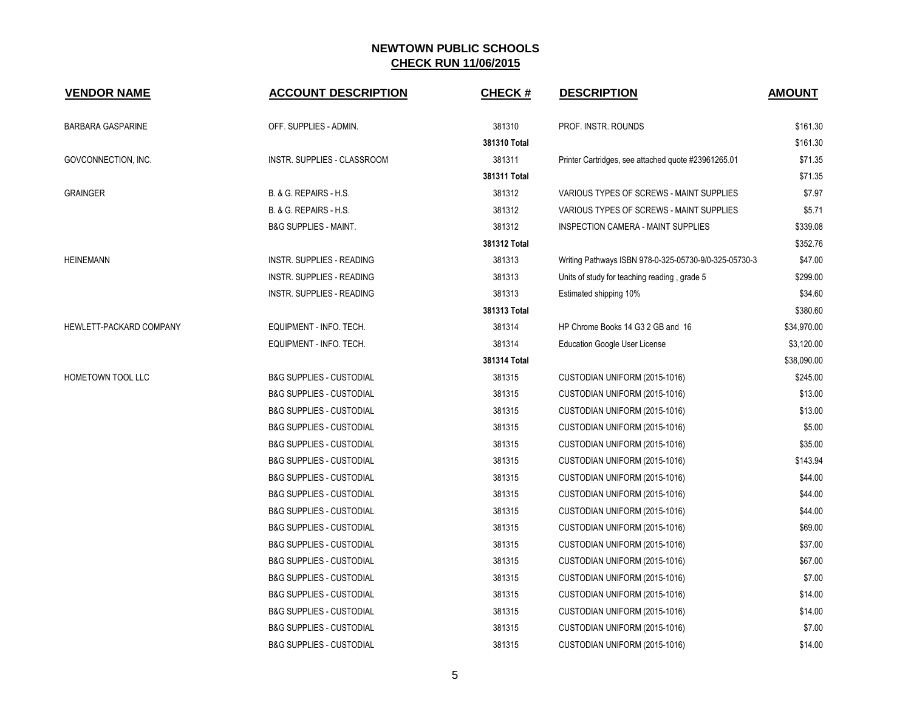# NEWTOWN PUBLIC SCHOOLS

## CHECK RUN 11/06/2015

| VENDOR NAME | ACCOUNT DESCRIPTION | CHECK # | DESCRIPTION | AMOUNT |
|---|---|---|---|---|
| BARBARA GASPARINE | OFF. SUPPLIES - ADMIN. | 381310 | PROF. INSTR. ROUNDS | $161.30 |
| | | **381310 Total** | | $161.30 |
| GOVCONNECTION, INC. | INSTR. SUPPLIES - CLASSROOM | 381311 | Printer Cartridges, see attached quote #23961265.01 | $71.35 |
| | | **381311 Total** | | $71.35 |
| GRAINGER | B. & G. REPAIRS - H.S. | 381312 | VARIOUS TYPES OF SCREWS - MAINT SUPPLIES | $7.97 |
| | B. & G. REPAIRS - H.S. | 381312 | VARIOUS TYPES OF SCREWS - MAINT SUPPLIES | $5.71 |
| | B&G SUPPLIES - MAINT. | 381312 | INSPECTION CAMERA - MAINT SUPPLIES | $339.08 |
| | | **381312 Total** | | $352.76 |
| HEINEMANN | INSTR. SUPPLIES - READING | 381313 | Writing Pathways ISBN 978-0-325-05730-9/0-325-05730-3 | $47.00 |
| | INSTR. SUPPLIES - READING | 381313 | Units of study for teaching reading , grade 5 | $299.00 |
| | INSTR. SUPPLIES - READING | 381313 | Estimated shipping 10% | $34.60 |
| | | **381313 Total** | | $380.60 |
| HEWLETT-PACKARD COMPANY | EQUIPMENT - INFO. TECH. | 381314 | HP Chrome Books 14 G3 2 GB and 16 | $34,970.00 |
| | EQUIPMENT - INFO. TECH. | 381314 | Education Google User License | $3,120.00 |
| | | **381314 Total** | | $38,090.00 |
| HOMETOWN TOOL LLC | B&G SUPPLIES - CUSTODIAL | 381315 | CUSTODIAN UNIFORM (2015-1016) | $245.00 |
| | B&G SUPPLIES - CUSTODIAL | 381315 | CUSTODIAN UNIFORM (2015-1016) | $13.00 |
| | B&G SUPPLIES - CUSTODIAL | 381315 | CUSTODIAN UNIFORM (2015-1016) | $13.00 |
| | B&G SUPPLIES - CUSTODIAL | 381315 | CUSTODIAN UNIFORM (2015-1016) | $5.00 |
| | B&G SUPPLIES - CUSTODIAL | 381315 | CUSTODIAN UNIFORM (2015-1016) | $35.00 |
| | B&G SUPPLIES - CUSTODIAL | 381315 | CUSTODIAN UNIFORM (2015-1016) | $143.94 |
| | B&G SUPPLIES - CUSTODIAL | 381315 | CUSTODIAN UNIFORM (2015-1016) | $44.00 |
| | B&G SUPPLIES - CUSTODIAL | 381315 | CUSTODIAN UNIFORM (2015-1016) | $44.00 |
| | B&G SUPPLIES - CUSTODIAL | 381315 | CUSTODIAN UNIFORM (2015-1016) | $44.00 |
| | B&G SUPPLIES - CUSTODIAL | 381315 | CUSTODIAN UNIFORM (2015-1016) | $69.00 |
| | B&G SUPPLIES - CUSTODIAL | 381315 | CUSTODIAN UNIFORM (2015-1016) | $37.00 |
| | B&G SUPPLIES - CUSTODIAL | 381315 | CUSTODIAN UNIFORM (2015-1016) | $67.00 |
| | B&G SUPPLIES - CUSTODIAL | 381315 | CUSTODIAN UNIFORM (2015-1016) | $7.00 |
| | B&G SUPPLIES - CUSTODIAL | 381315 | CUSTODIAN UNIFORM (2015-1016) | $14.00 |
| | B&G SUPPLIES - CUSTODIAL | 381315 | CUSTODIAN UNIFORM (2015-1016) | $14.00 |
| | B&G SUPPLIES - CUSTODIAL | 381315 | CUSTODIAN UNIFORM (2015-1016) | $7.00 |
| | B&G SUPPLIES - CUSTODIAL | 381315 | CUSTODIAN UNIFORM (2015-1016) | $14.00 |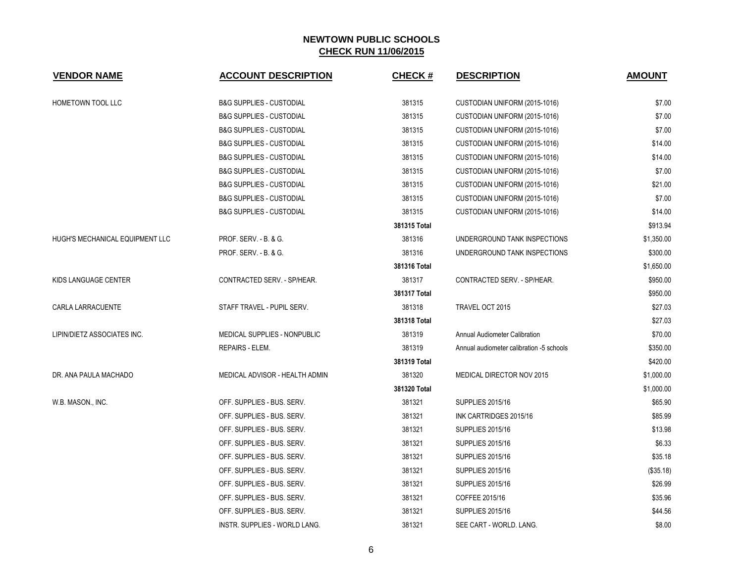# NEWTOWN PUBLIC SCHOOLS

## CHECK RUN 11/06/2015

| VENDOR NAME | ACCOUNT DESCRIPTION | CHECK # | DESCRIPTION | AMOUNT |
|---|---|---|---|---|
| HOMETOWN TOOL LLC | B&G SUPPLIES - CUSTODIAL | 381315 | CUSTODIAN UNIFORM (2015-1016) | $7.00 |
| | B&G SUPPLIES - CUSTODIAL | 381315 | CUSTODIAN UNIFORM (2015-1016) | $7.00 |
| | B&G SUPPLIES - CUSTODIAL | 381315 | CUSTODIAN UNIFORM (2015-1016) | $7.00 |
| | B&G SUPPLIES - CUSTODIAL | 381315 | CUSTODIAN UNIFORM (2015-1016) | $14.00 |
| | B&G SUPPLIES - CUSTODIAL | 381315 | CUSTODIAN UNIFORM (2015-1016) | $14.00 |
| | B&G SUPPLIES - CUSTODIAL | 381315 | CUSTODIAN UNIFORM (2015-1016) | $7.00 |
| | B&G SUPPLIES - CUSTODIAL | 381315 | CUSTODIAN UNIFORM (2015-1016) | $21.00 |
| | B&G SUPPLIES - CUSTODIAL | 381315 | CUSTODIAN UNIFORM (2015-1016) | $7.00 |
| | B&G SUPPLIES - CUSTODIAL | 381315 | CUSTODIAN UNIFORM (2015-1016) | $14.00 |
| | | **381315 Total** | | $913.94 |
| HUGH'S MECHANICAL EQUIPMENT LLC | PROF. SERV. - B. & G. | 381316 | UNDERGROUND TANK INSPECTIONS | $1,350.00 |
| | PROF. SERV. - B. & G. | 381316 | UNDERGROUND TANK INSPECTIONS | $300.00 |
| | | **381316 Total** | | $1,650.00 |
| KIDS LANGUAGE CENTER | CONTRACTED SERV. - SP/HEAR. | 381317 | CONTRACTED SERV. - SP/HEAR. | $950.00 |
| | | **381317 Total** | | $950.00 |
| CARLA LARRACUENTE | STAFF TRAVEL - PUPIL SERV. | 381318 | TRAVEL OCT 2015 | $27.03 |
| | | **381318 Total** | | $27.03 |
| LIPIN/DIETZ ASSOCIATES INC. | MEDICAL SUPPLIES - NONPUBLIC | 381319 | Annual Audiometer Calibration | $70.00 |
| | REPAIRS - ELEM. | 381319 | Annual audiometer calibration -5 schools | $350.00 |
| | | **381319 Total** | | $420.00 |
| DR. ANA PAULA MACHADO | MEDICAL ADVISOR - HEALTH ADMIN | 381320 | MEDICAL DIRECTOR NOV 2015 | $1,000.00 |
| | | **381320 Total** | | $1,000.00 |
| W.B. MASON., INC. | OFF. SUPPLIES - BUS. SERV. | 381321 | SUPPLIES 2015/16 | $65.90 |
| | OFF. SUPPLIES - BUS. SERV. | 381321 | INK CARTRIDGES 2015/16 | $85.99 |
| | OFF. SUPPLIES - BUS. SERV. | 381321 | SUPPLIES 2015/16 | $13.98 |
| | OFF. SUPPLIES - BUS. SERV. | 381321 | SUPPLIES 2015/16 | $6.33 |
| | OFF. SUPPLIES - BUS. SERV. | 381321 | SUPPLIES 2015/16 | $35.18 |
| | OFF. SUPPLIES - BUS. SERV. | 381321 | SUPPLIES 2015/16 | ($35.18) |
| | OFF. SUPPLIES - BUS. SERV. | 381321 | SUPPLIES 2015/16 | $26.99 |
| | OFF. SUPPLIES - BUS. SERV. | 381321 | COFFEE 2015/16 | $35.96 |
| | OFF. SUPPLIES - BUS. SERV. | 381321 | SUPPLIES 2015/16 | $44.56 |
| | INSTR. SUPPLIES - WORLD LANG. | 381321 | SEE CART - WORLD. LANG. | $8.00 |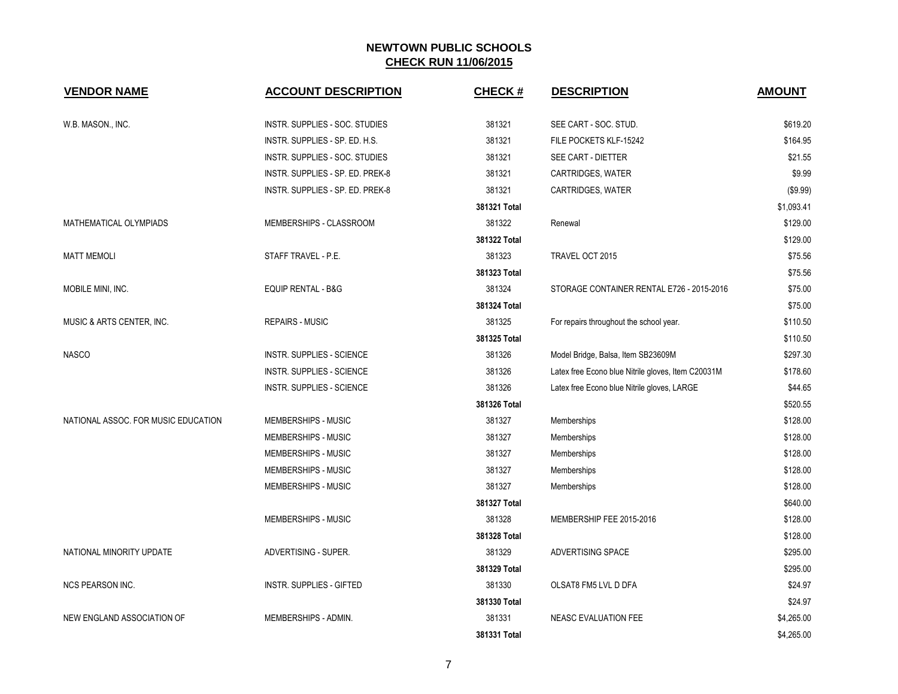# NEWTOWN PUBLIC SCHOOLS

## CHECK RUN 11/06/2015

| VENDOR NAME | ACCOUNT DESCRIPTION | CHECK # | DESCRIPTION | AMOUNT |
|---|---|---|---|---|
| W.B. MASON., INC. | INSTR. SUPPLIES - SOC. STUDIES | 381321 | SEE CART - SOC. STUD. | $619.20 |
| | INSTR. SUPPLIES - SP. ED. H.S. | 381321 | FILE POCKETS KLF-15242 | $164.95 |
| | INSTR. SUPPLIES - SOC. STUDIES | 381321 | SEE CART - DIETTER | $21.55 |
| | INSTR. SUPPLIES - SP. ED. PREK-8 | 381321 | CARTRIDGES, WATER | $9.99 |
| | INSTR. SUPPLIES - SP. ED. PREK-8 | 381321 | CARTRIDGES, WATER | ($9.99) |
| | | **381321 Total** | | $1,093.41 |
| MATHEMATICAL OLYMPIADS | MEMBERSHIPS - CLASSROOM | 381322 | Renewal | $129.00 |
| | | **381322 Total** | | $129.00 |
| MATT MEMOLI | STAFF TRAVEL - P.E. | 381323 | TRAVEL OCT 2015 | $75.56 |
| | | **381323 Total** | | $75.56 |
| MOBILE MINI, INC. | EQUIP RENTAL - B&G | 381324 | STORAGE CONTAINER RENTAL E726 - 2015-2016 | $75.00 |
| | | **381324 Total** | | $75.00 |
| MUSIC & ARTS CENTER, INC. | REPAIRS - MUSIC | 381325 | For repairs throughout the school year. | $110.50 |
| | | **381325 Total** | | $110.50 |
| NASCO | INSTR. SUPPLIES - SCIENCE | 381326 | Model Bridge, Balsa, Item SB23609M | $297.30 |
| | INSTR. SUPPLIES - SCIENCE | 381326 | Latex free Econo blue Nitrile gloves, Item C20031M | $178.60 |
| | INSTR. SUPPLIES - SCIENCE | 381326 | Latex free Econo blue Nitrile gloves, LARGE | $44.65 |
| | | **381326 Total** | | $520.55 |
| NATIONAL ASSOC. FOR MUSIC EDUCATION | MEMBERSHIPS - MUSIC | 381327 | Memberships | $128.00 |
| | MEMBERSHIPS - MUSIC | 381327 | Memberships | $128.00 |
| | MEMBERSHIPS - MUSIC | 381327 | Memberships | $128.00 |
| | MEMBERSHIPS - MUSIC | 381327 | Memberships | $128.00 |
| | MEMBERSHIPS - MUSIC | 381327 | Memberships | $128.00 |
| | | **381327 Total** | | $640.00 |
| | MEMBERSHIPS - MUSIC | 381328 | MEMBERSHIP FEE 2015-2016 | $128.00 |
| | | **381328 Total** | | $128.00 |
| NATIONAL MINORITY UPDATE | ADVERTISING - SUPER. | 381329 | ADVERTISING SPACE | $295.00 |
| | | **381329 Total** | | $295.00 |
| NCS PEARSON INC. | INSTR. SUPPLIES - GIFTED | 381330 | OLSAT8 FM5 LVL D DFA | $24.97 |
| | | **381330 Total** | | $24.97 |
| NEW ENGLAND ASSOCIATION OF | MEMBERSHIPS - ADMIN. | 381331 | NEASC EVALUATION FEE | $4,265.00 |
| | | **381331 Total** | | $4,265.00 |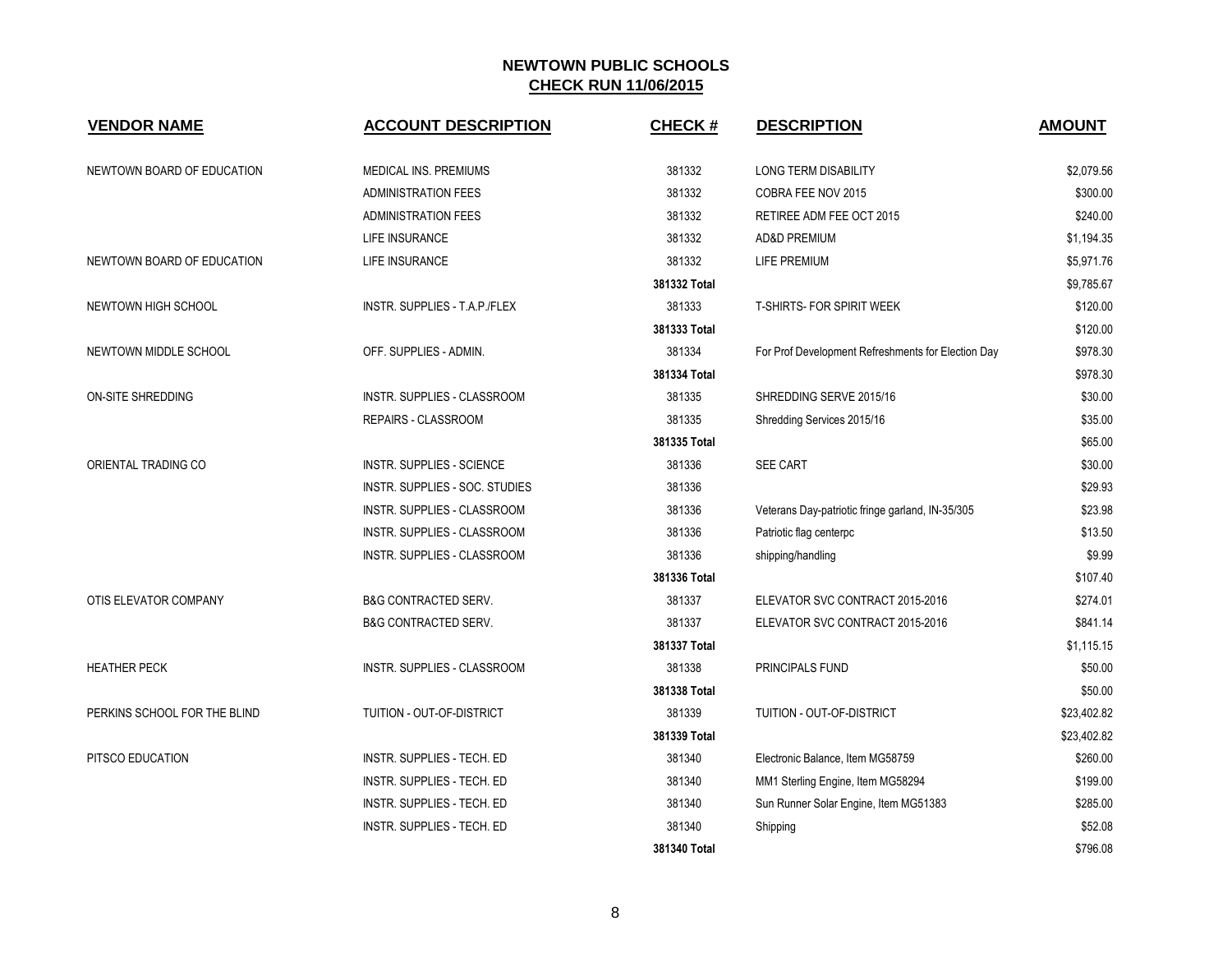## NEWTOWN PUBLIC SCHOOLS
## CHECK RUN 11/06/2015

| VENDOR NAME | ACCOUNT DESCRIPTION | CHECK # | DESCRIPTION | AMOUNT |
|---|---|---|---|---|
| NEWTOWN BOARD OF EDUCATION | MEDICAL INS. PREMIUMS | 381332 | LONG TERM DISABILITY | $2,079.56 |
| | ADMINISTRATION FEES | 381332 | COBRA FEE NOV 2015 | $300.00 |
| | ADMINISTRATION FEES | 381332 | RETIREE ADM FEE OCT 2015 | $240.00 |
| | LIFE INSURANCE | 381332 | AD&D PREMIUM | $1,194.35 |
| NEWTOWN BOARD OF EDUCATION | LIFE INSURANCE | 381332 | LIFE PREMIUM | $5,971.76 |
| | | **381332 Total** | | $9,785.67 |
| NEWTOWN HIGH SCHOOL | INSTR. SUPPLIES - T.A.P./FLEX | 381333 | T-SHIRTS- FOR SPIRIT WEEK | $120.00 |
| | | **381333 Total** | | $120.00 |
| NEWTOWN MIDDLE SCHOOL | OFF. SUPPLIES - ADMIN. | 381334 | For Prof Development Refreshments for Election Day | $978.30 |
| | | **381334 Total** | | $978.30 |
| ON-SITE SHREDDING | INSTR. SUPPLIES - CLASSROOM | 381335 | SHREDDING SERVE 2015/16 | $30.00 |
| | REPAIRS - CLASSROOM | 381335 | Shredding Services 2015/16 | $35.00 |
| | | **381335 Total** | | $65.00 |
| ORIENTAL TRADING CO | INSTR. SUPPLIES - SCIENCE | 381336 | SEE CART | $30.00 |
| | INSTR. SUPPLIES - SOC. STUDIES | 381336 | | $29.93 |
| | INSTR. SUPPLIES - CLASSROOM | 381336 | Veterans Day-patriotic fringe garland, IN-35/305 | $23.98 |
| | INSTR. SUPPLIES - CLASSROOM | 381336 | Patriotic flag centerpc | $13.50 |
| | INSTR. SUPPLIES - CLASSROOM | 381336 | shipping/handling | $9.99 |
| | | **381336 Total** | | $107.40 |
| OTIS ELEVATOR COMPANY | B&G CONTRACTED SERV. | 381337 | ELEVATOR SVC CONTRACT 2015-2016 | $274.01 |
| | B&G CONTRACTED SERV. | 381337 | ELEVATOR SVC CONTRACT 2015-2016 | $841.14 |
| | | **381337 Total** | | $1,115.15 |
| HEATHER PECK | INSTR. SUPPLIES - CLASSROOM | 381338 | PRINCIPALS FUND | $50.00 |
| | | **381338 Total** | | $50.00 |
| PERKINS SCHOOL FOR THE BLIND | TUITION - OUT-OF-DISTRICT | 381339 | TUITION - OUT-OF-DISTRICT | $23,402.82 |
| | | **381339 Total** | | $23,402.82 |
| PITSCO EDUCATION | INSTR. SUPPLIES - TECH. ED | 381340 | Electronic Balance, Item MG58759 | $260.00 |
| | INSTR. SUPPLIES - TECH. ED | 381340 | MM1 Sterling Engine, Item MG58294 | $199.00 |
| | INSTR. SUPPLIES - TECH. ED | 381340 | Sun Runner Solar Engine, Item MG51383 | $285.00 |
| | INSTR. SUPPLIES - TECH. ED | 381340 | Shipping | $52.08 |
| | | **381340 Total** | | $796.08 |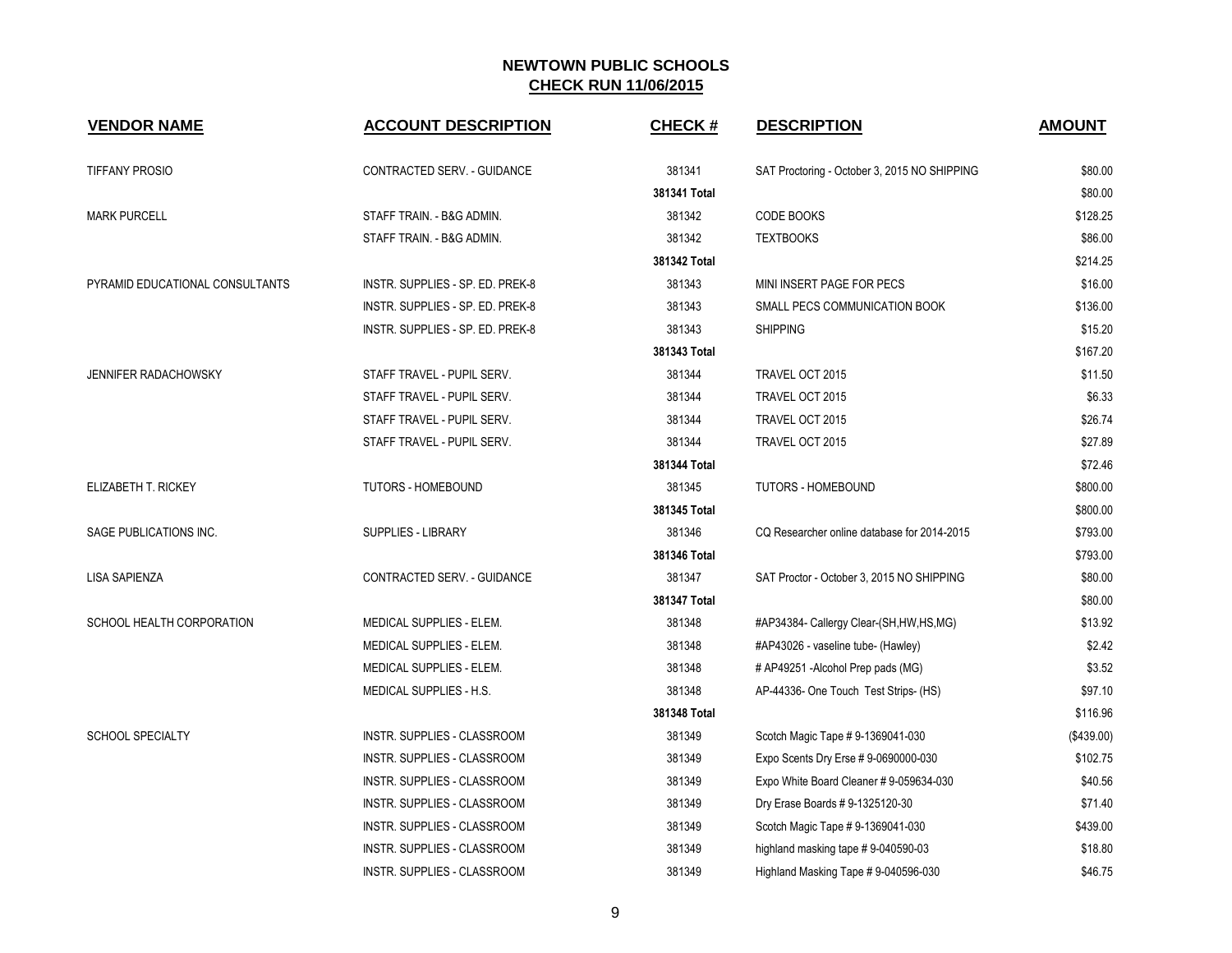# NEWTOWN PUBLIC SCHOOLS

## CHECK RUN 11/06/2015

| VENDOR NAME | ACCOUNT DESCRIPTION | CHECK # | DESCRIPTION | AMOUNT |
|---|---|---|---|---|
| TIFFANY PROSIO | CONTRACTED SERV. - GUIDANCE | 381341 | SAT Proctoring - October 3, 2015 NO SHIPPING | $80.00 |
| | | **381341 Total** | | $80.00 |
| MARK PURCELL | STAFF TRAIN. - B&G ADMIN. | 381342 | CODE BOOKS | $128.25 |
| | STAFF TRAIN. - B&G ADMIN. | 381342 | TEXTBOOKS | $86.00 |
| | | **381342 Total** | | $214.25 |
| PYRAMID EDUCATIONAL CONSULTANTS | INSTR. SUPPLIES - SP. ED. PREK-8 | 381343 | MINI INSERT PAGE FOR PECS | $16.00 |
| | INSTR. SUPPLIES - SP. ED. PREK-8 | 381343 | SMALL PECS COMMUNICATION BOOK | $136.00 |
| | INSTR. SUPPLIES - SP. ED. PREK-8 | 381343 | SHIPPING | $15.20 |
| | | **381343 Total** | | $167.20 |
| JENNIFER RADACHOWSKY | STAFF TRAVEL - PUPIL SERV. | 381344 | TRAVEL OCT 2015 | $11.50 |
| | STAFF TRAVEL - PUPIL SERV. | 381344 | TRAVEL OCT 2015 | $6.33 |
| | STAFF TRAVEL - PUPIL SERV. | 381344 | TRAVEL OCT 2015 | $26.74 |
| | STAFF TRAVEL - PUPIL SERV. | 381344 | TRAVEL OCT 2015 | $27.89 |
| | | **381344 Total** | | $72.46 |
| ELIZABETH T. RICKEY | TUTORS - HOMEBOUND | 381345 | TUTORS - HOMEBOUND | $800.00 |
| | | **381345 Total** | | $800.00 |
| SAGE PUBLICATIONS INC. | SUPPLIES - LIBRARY | 381346 | CQ Researcher online database for 2014-2015 | $793.00 |
| | | **381346 Total** | | $793.00 |
| LISA SAPIENZA | CONTRACTED SERV. - GUIDANCE | 381347 | SAT Proctor - October 3, 2015 NO SHIPPING | $80.00 |
| | | **381347 Total** | | $80.00 |
| SCHOOL HEALTH CORPORATION | MEDICAL SUPPLIES - ELEM. | 381348 | #AP34384- Callergy Clear-(SH,HW,HS,MG) | $13.92 |
| | MEDICAL SUPPLIES - ELEM. | 381348 | #AP43026 - vaseline tube- (Hawley) | $2.42 |
| | MEDICAL SUPPLIES - ELEM. | 381348 | # AP49251 -Alcohol Prep pads (MG) | $3.52 |
| | MEDICAL SUPPLIES - H.S. | 381348 | AP-44336- One Touch Test Strips- (HS) | $97.10 |
| | | **381348 Total** | | $116.96 |
| SCHOOL SPECIALTY | INSTR. SUPPLIES - CLASSROOM | 381349 | Scotch Magic Tape # 9-1369041-030 | ($439.00) |
| | INSTR. SUPPLIES - CLASSROOM | 381349 | Expo Scents Dry Erse # 9-0690000-030 | $102.75 |
| | INSTR. SUPPLIES - CLASSROOM | 381349 | Expo White Board Cleaner # 9-059634-030 | $40.56 |
| | INSTR. SUPPLIES - CLASSROOM | 381349 | Dry Erase Boards # 9-1325120-30 | $71.40 |
| | INSTR. SUPPLIES - CLASSROOM | 381349 | Scotch Magic Tape # 9-1369041-030 | $439.00 |
| | INSTR. SUPPLIES - CLASSROOM | 381349 | highland masking tape # 9-040590-03 | $18.80 |
| | INSTR. SUPPLIES - CLASSROOM | 381349 | Highland Masking Tape # 9-040596-030 | $46.75 |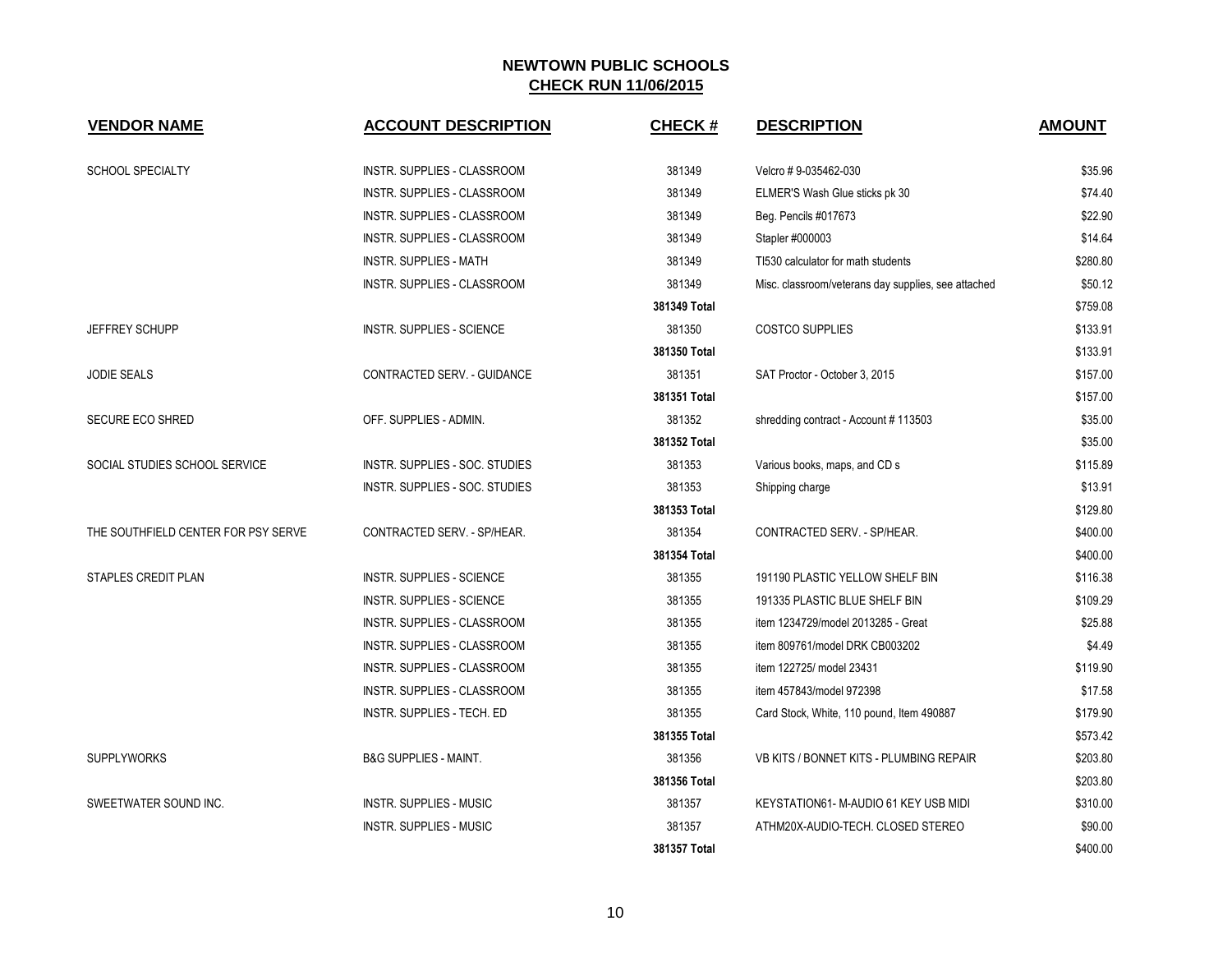# NEWTOWN PUBLIC SCHOOLS

## CHECK RUN 11/06/2015

| VENDOR NAME | ACCOUNT DESCRIPTION | CHECK # | DESCRIPTION | AMOUNT |
|---|---|---|---|---|
| SCHOOL SPECIALTY | INSTR. SUPPLIES - CLASSROOM | 381349 | Velcro # 9-035462-030 | $35.96 |
| | INSTR. SUPPLIES - CLASSROOM | 381349 | ELMER'S Wash Glue sticks pk 30 | $74.40 |
| | INSTR. SUPPLIES - CLASSROOM | 381349 | Beg. Pencils #017673 | $22.90 |
| | INSTR. SUPPLIES - CLASSROOM | 381349 | Stapler #000003 | $14.64 |
| | INSTR. SUPPLIES - MATH | 381349 | TI530 calculator for math students | $280.80 |
| | INSTR. SUPPLIES - CLASSROOM | 381349 | Misc. classroom/veterans day supplies, see attached | $50.12 |
| | | **381349 Total** | | $759.08 |
| JEFFREY SCHUPP | INSTR. SUPPLIES - SCIENCE | 381350 | COSTCO SUPPLIES | $133.91 |
| | | **381350 Total** | | $133.91 |
| JODIE SEALS | CONTRACTED SERV. - GUIDANCE | 381351 | SAT Proctor - October 3, 2015 | $157.00 |
| | | **381351 Total** | | $157.00 |
| SECURE ECO SHRED | OFF. SUPPLIES - ADMIN. | 381352 | shredding contract - Account # 113503 | $35.00 |
| | | **381352 Total** | | $35.00 |
| SOCIAL STUDIES SCHOOL SERVICE | INSTR. SUPPLIES - SOC. STUDIES | 381353 | Various books, maps, and CD s | $115.89 |
| | INSTR. SUPPLIES - SOC. STUDIES | 381353 | Shipping charge | $13.91 |
| | | **381353 Total** | | $129.80 |
| THE SOUTHFIELD CENTER FOR PSY SERVE | CONTRACTED SERV. - SP/HEAR. | 381354 | CONTRACTED SERV. - SP/HEAR. | $400.00 |
| | | **381354 Total** | | $400.00 |
| STAPLES CREDIT PLAN | INSTR. SUPPLIES - SCIENCE | 381355 | 191190 PLASTIC YELLOW SHELF BIN | $116.38 |
| | INSTR. SUPPLIES - SCIENCE | 381355 | 191335 PLASTIC BLUE SHELF BIN | $109.29 |
| | INSTR. SUPPLIES - CLASSROOM | 381355 | item 1234729/model 2013285 - Great | $25.88 |
| | INSTR. SUPPLIES - CLASSROOM | 381355 | item 809761/model DRK CB003202 | $4.49 |
| | INSTR. SUPPLIES - CLASSROOM | 381355 | item 122725/ model 23431 | $119.90 |
| | INSTR. SUPPLIES - CLASSROOM | 381355 | item 457843/model 972398 | $17.58 |
| | INSTR. SUPPLIES - TECH. ED | 381355 | Card Stock, White, 110 pound, Item 490887 | $179.90 |
| | | **381355 Total** | | $573.42 |
| SUPPLYWORKS | B&G SUPPLIES - MAINT. | 381356 | VB KITS / BONNET KITS - PLUMBING REPAIR | $203.80 |
| | | **381356 Total** | | $203.80 |
| SWEETWATER SOUND INC. | INSTR. SUPPLIES - MUSIC | 381357 | KEYSTATION61- M-AUDIO 61 KEY USB MIDI | $310.00 |
| | INSTR. SUPPLIES - MUSIC | 381357 | ATHM20X-AUDIO-TECH. CLOSED STEREO | $90.00 |
| | | **381357 Total** | | $400.00 |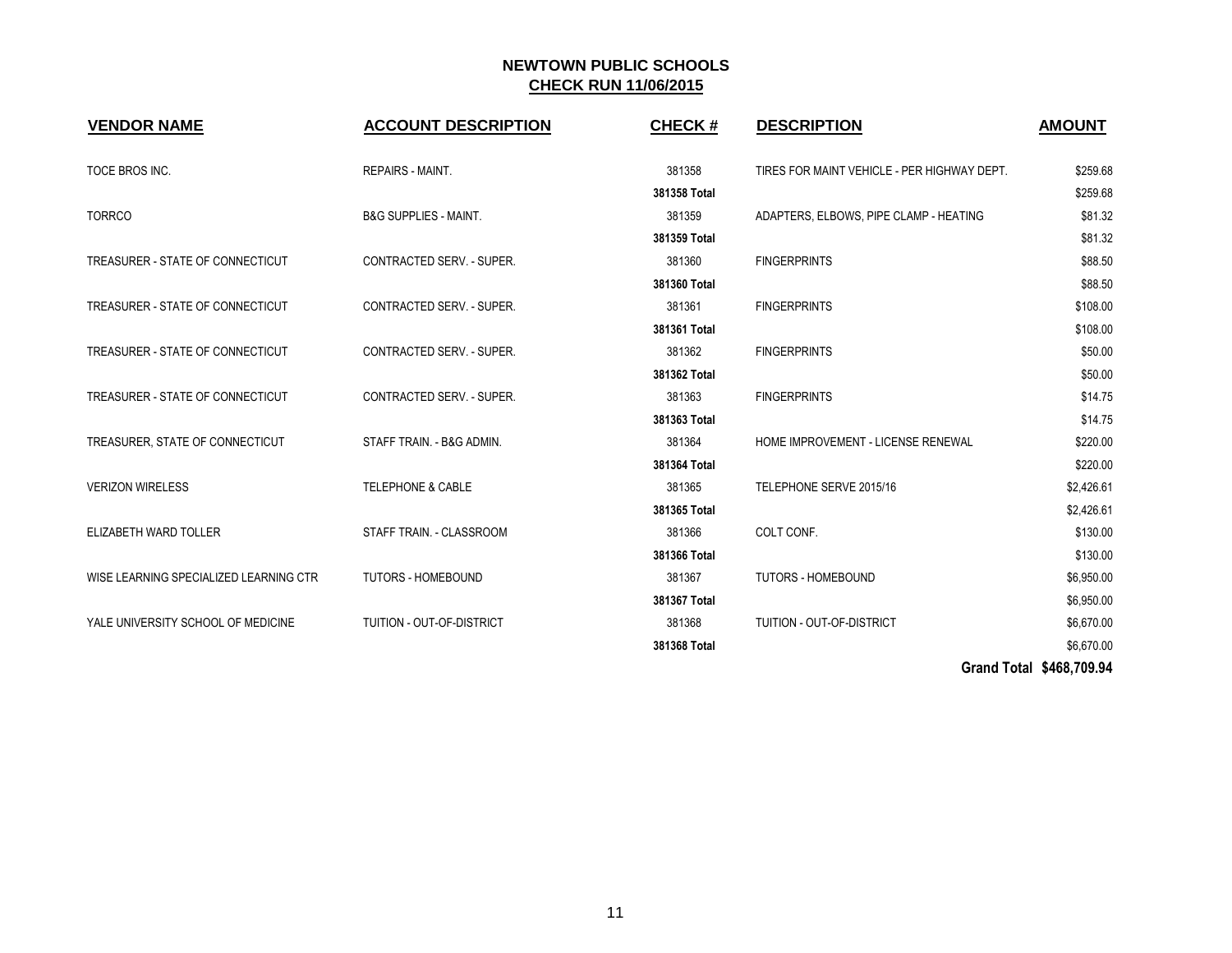# NEWTOWN PUBLIC SCHOOLS

## CHECK RUN 11/06/2015

| VENDOR NAME | ACCOUNT DESCRIPTION | CHECK # | DESCRIPTION | AMOUNT |
|---|---|---|---|---|
| TOCE BROS INC. | REPAIRS - MAINT. | 381358 | TIRES FOR MAINT VEHICLE - PER HIGHWAY DEPT. | $259.68 |
| | | **381358 Total** | | $259.68 |
| TORRCO | B&G SUPPLIES - MAINT. | 381359 | ADAPTERS, ELBOWS, PIPE CLAMP - HEATING | $81.32 |
| | | **381359 Total** | | $81.32 |
| TREASURER - STATE OF CONNECTICUT | CONTRACTED SERV. - SUPER. | 381360 | FINGERPRINTS | $88.50 |
| | | **381360 Total** | | $88.50 |
| TREASURER - STATE OF CONNECTICUT | CONTRACTED SERV. - SUPER. | 381361 | FINGERPRINTS | $108.00 |
| | | **381361 Total** | | $108.00 |
| TREASURER - STATE OF CONNECTICUT | CONTRACTED SERV. - SUPER. | 381362 | FINGERPRINTS | $50.00 |
| | | **381362 Total** | | $50.00 |
| TREASURER - STATE OF CONNECTICUT | CONTRACTED SERV. - SUPER. | 381363 | FINGERPRINTS | $14.75 |
| | | **381363 Total** | | $14.75 |
| TREASURER, STATE OF CONNECTICUT | STAFF TRAIN. - B&G ADMIN. | 381364 | HOME IMPROVEMENT - LICENSE RENEWAL | $220.00 |
| | | **381364 Total** | | $220.00 |
| VERIZON WIRELESS | TELEPHONE & CABLE | 381365 | TELEPHONE SERVE 2015/16 | $2,426.61 |
| | | **381365 Total** | | $2,426.61 |
| ELIZABETH WARD TOLLER | STAFF TRAIN. - CLASSROOM | 381366 | COLT CONF. | $130.00 |
| | | **381366 Total** | | $130.00 |
| WISE LEARNING SPECIALIZED LEARNING CTR | TUTORS - HOMEBOUND | 381367 | TUTORS - HOMEBOUND | $6,950.00 |
| | | **381367 Total** | | $6,950.00 |
| YALE UNIVERSITY SCHOOL OF MEDICINE | TUITION - OUT-OF-DISTRICT | 381368 | TUITION - OUT-OF-DISTRICT | $6,670.00 |
| | | **381368 Total** | | $6,670.00 |
| | | | **Grand Total** | **$468,709.94** |